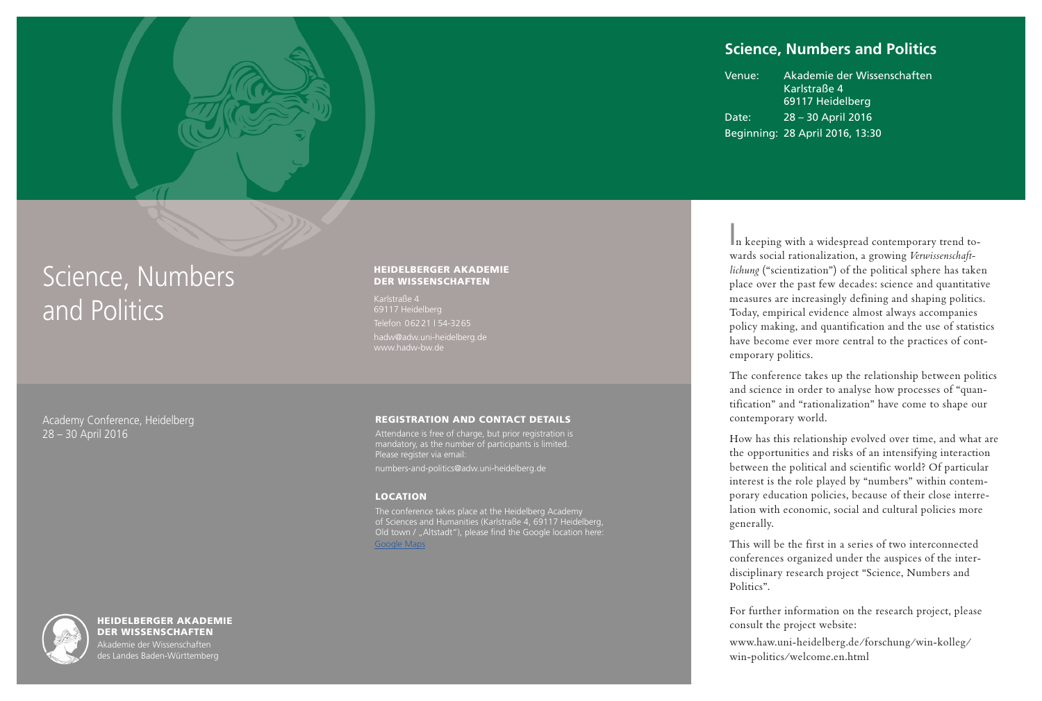# Science, Numbers and Politics

Academy Conference, Heidelberg
28 – 30 April 2016

## HEIDELBERGER AKADEMIE DER WISSENSCHAFTEN

Karlstraße 4
69117 Heidelberg
Telefon 06221 | 54-3265
hadw@adw.uni-heidelberg.de
www.hadw-bw.de

## REGISTRATION AND CONTACT DETAILS

Attendance is free of charge, but prior registration is mandatory, as the number of participants is limited. Please register via email:

numbers-and-politics@adw.uni-heidelberg.de

## LOCATION

The conference takes place at the Heidelberg Academy of Sciences and Humanities (Karlstraße 4, 69117 Heidelberg, Old town / „Altstadt"), please find the Google location here: Google Maps

**HEIDELBERGER AKADEMIE DER WISSENSCHAFTEN**
Akademie der Wissenschaften
des Landes Baden-Württemberg

## Science, Numbers and Politics

Venue: Akademie der Wissenschaften
Karlstraße 4
69117 Heidelberg

Date: 28 – 30 April 2016

Beginning: 28 April 2016, 13:30

In keeping with a widespread contemporary trend towards social rationalization, a growing *Verwissenschaftlichung* ("scientization") of the political sphere has taken place over the past few decades: science and quantitative measures are increasingly defining and shaping politics. Today, empirical evidence almost always accompanies policy making, and quantification and the use of statistics have become ever more central to the practices of contemporary politics.

The conference takes up the relationship between politics and science in order to analyse how processes of "quantification" and "rationalization" have come to shape our contemporary world.

How has this relationship evolved over time, and what are the opportunities and risks of an intensifying interaction between the political and scientific world? Of particular interest is the role played by "numbers" within contemporary education policies, because of their close interrelation with economic, social and cultural policies more generally.

This will be the first in a series of two interconnected conferences organized under the auspices of the interdisciplinary research project "Science, Numbers and Politics".

For further information on the research project, please consult the project website:

www.haw.uni-heidelberg.de/forschung/win-kolleg/win-politics/welcome.en.html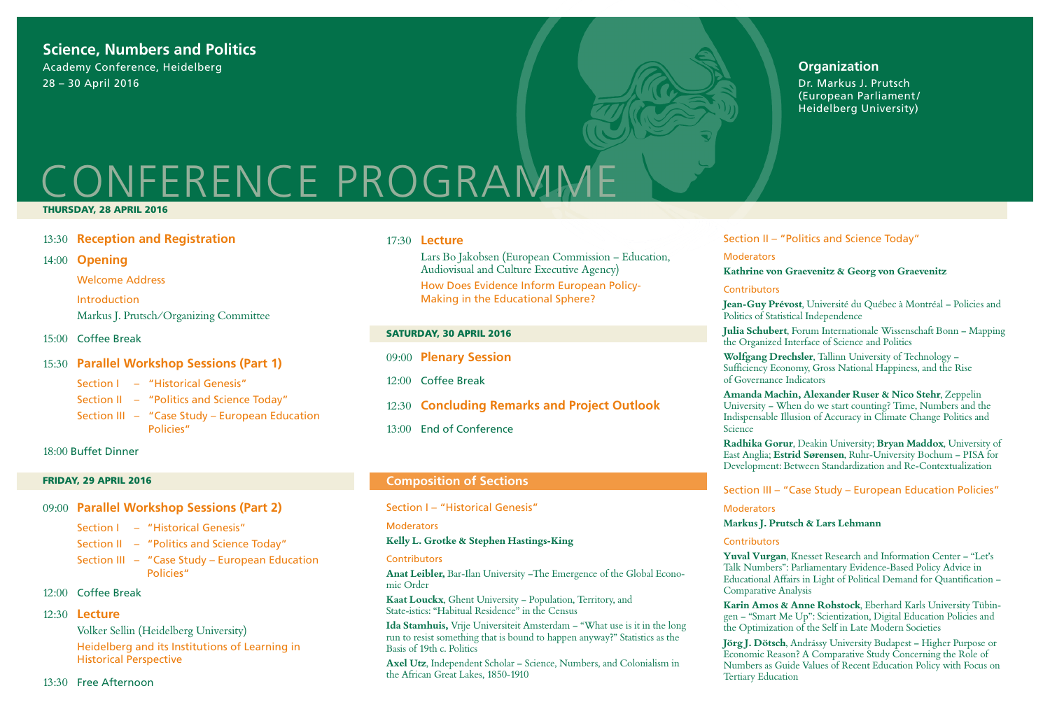**Science, Numbers and Politics**
Academy Conference, Heidelberg
28 – 30 April 2016

**Organization**
Dr. Markus J. Prutsch
(European Parliament/
Heidelberg University)

# CONFERENCE PROGRAMME

## THURSDAY, 28 APRIL 2016

13:30 **Reception and Registration**

14:00 **Opening**

Welcome Address

Introduction
Markus J. Prutsch/Organizing Committee

15:00 Coffee Break

15:30 **Parallel Workshop Sessions (Part 1)**

- Section I – "Historical Genesis"
- Section II – "Politics and Science Today"
- Section III – "Case Study – European Education Policies"

17:30 **Lecture**

Lars Bo Jakobsen (European Commission – Education, Audiovisual and Culture Executive Agency)
How Does Evidence Inform European Policy-Making in the Educational Sphere?

18:00 Buffet Dinner

## FRIDAY, 29 APRIL 2016

09:00 **Parallel Workshop Sessions (Part 2)**

- Section I – "Historical Genesis"
- Section II – "Politics and Science Today"
- Section III – "Case Study – European Education Policies"

12:00 Coffee Break

12:30 **Lecture**

Volker Sellin (Heidelberg University)
Heidelberg and its Institutions of Learning in Historical Perspective

13:30 Free Afternoon

## SATURDAY, 30 APRIL 2016

09:00 **Plenary Session**

12:00 Coffee Break

12:30 **Concluding Remarks and Project Outlook**

13:00 End of Conference

## Composition of Sections

### Section I – "Historical Genesis"

Moderators

**Kelly L. Grotke & Stephen Hastings-King**

Contributors

**Anat Leibler,** Bar-Ilan University –The Emergence of the Global Economic Order

**Kaat Louckx**, Ghent University – Population, Territory, and State-istics: "Habitual Residence" in the Census

**Ida Stamhuis,** Vrije Universiteit Amsterdam – "What use is it in the long run to resist something that is bound to happen anyway?" Statistics as the Basis of 19th c. Politics

**Axel Utz**, Independent Scholar – Science, Numbers, and Colonialism in the African Great Lakes, 1850-1910

### Section II – "Politics and Science Today"

Moderators

**Kathrine von Graevenitz & Georg von Graevenitz**

Contributors

**Jean-Guy Prévost**, Université du Québec à Montréal – Policies and Politics of Statistical Independence

**Julia Schubert**, Forum Internationale Wissenschaft Bonn – Mapping the Organized Interface of Science and Politics

**Wolfgang Drechsler**, Tallinn University of Technology – Sufficiency Economy, Gross National Happiness, and the Rise of Governance Indicators

**Amanda Machin, Alexander Ruser & Nico Stehr**, Zeppelin University – When do we start counting? Time, Numbers and the Indispensable Illusion of Accuracy in Climate Change Politics and Science

**Radhika Gorur**, Deakin University; **Bryan Maddox**, University of East Anglia; **Estrid Sørensen**, Ruhr-University Bochum – PISA for Development: Between Standardization and Re-Contextualization

### Section III – "Case Study – European Education Policies"

Moderators

**Markus J. Prutsch & Lars Lehmann**

Contributors

**Yuval Vurgan**, Knesset Research and Information Center – "Let's Talk Numbers": Parliamentary Evidence-Based Policy Advice in Educational Affairs in Light of Political Demand for Quantification – Comparative Analysis

**Karin Amos & Anne Rohstock**, Eberhard Karls University Tübingen – "Smart Me Up": Scientization, Digital Education Policies and the Optimization of the Self in Late Modern Societies

**Jörg J. Dötsch**, Andrássy University Budapest – Higher Purpose or Economic Reason? A Comparative Study Concerning the Role of Numbers as Guide Values of Recent Education Policy with Focus on Tertiary Education